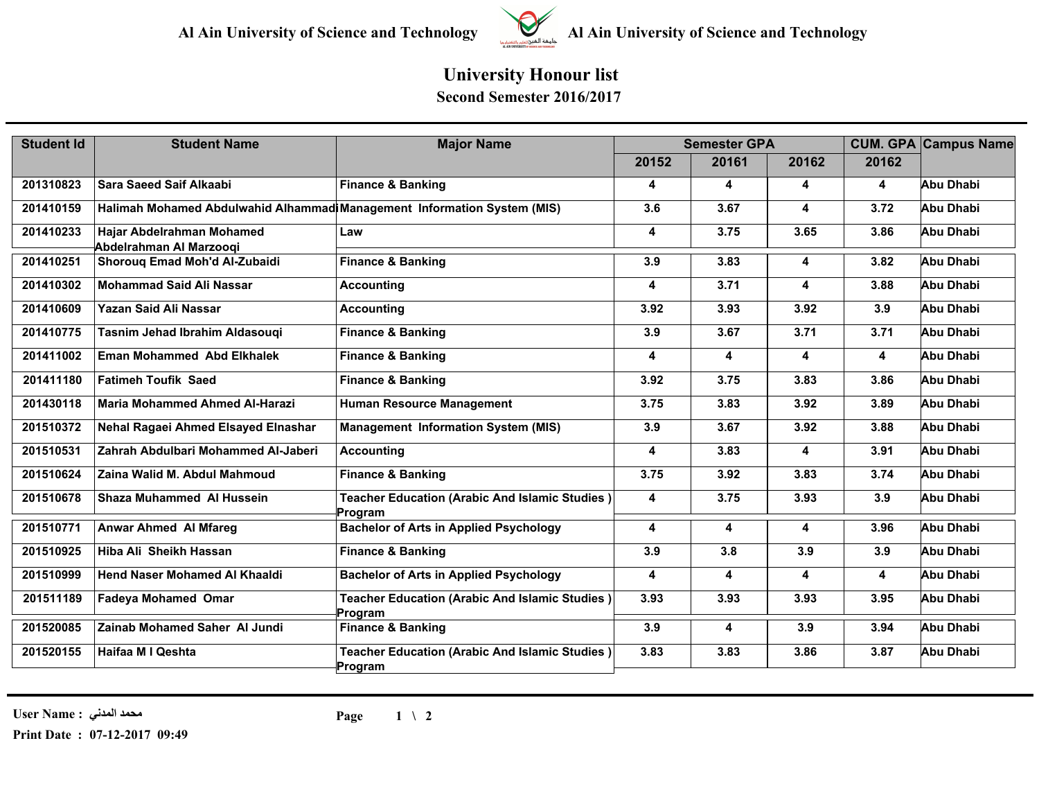# Al Ain University of Science and Technology

## University Honour list

### Second Semester 2016/2017

| Student Id | Student Name | Major Name | Semester GPA | | | CUM. GPA | Campus Name |
|---|---|---|---|---|---|---|---|
| | | | 20152 | 20161 | 20162 | 20162 | |
| 201310823 | Sara Saeed Saif Alkaabi | Finance & Banking | 4 | 4 | 4 | 4 | Abu Dhabi |
| 201410159 | Halimah Mohamed Abdulwahid Alhammadi | Management Information System (MIS) | 3.6 | 3.67 | 4 | 3.72 | Abu Dhabi |
| 201410233 | Hajar Abdelrahman Mohamed Abdelrahman Al Marzooqi | Law | 4 | 3.75 | 3.65 | 3.86 | Abu Dhabi |
| 201410251 | Shorouq Emad Moh'd Al-Zubaidi | Finance & Banking | 3.9 | 3.83 | 4 | 3.82 | Abu Dhabi |
| 201410302 | Mohammad Said Ali Nassar | Accounting | 4 | 3.71 | 4 | 3.88 | Abu Dhabi |
| 201410609 | Yazan Said Ali Nassar | Accounting | 3.92 | 3.93 | 3.92 | 3.9 | Abu Dhabi |
| 201410775 | Tasnim Jehad Ibrahim Aldasouqi | Finance & Banking | 3.9 | 3.67 | 3.71 | 3.71 | Abu Dhabi |
| 201411002 | Eman Mohammed Abd Elkhalek | Finance & Banking | 4 | 4 | 4 | 4 | Abu Dhabi |
| 201411180 | Fatimeh Toufik Saed | Finance & Banking | 3.92 | 3.75 | 3.83 | 3.86 | Abu Dhabi |
| 201430118 | Maria Mohammed Ahmed Al-Harazi | Human Resource Management | 3.75 | 3.83 | 3.92 | 3.89 | Abu Dhabi |
| 201510372 | Nehal Ragaei Ahmed Elsayed Elnashar | Management Information System (MIS) | 3.9 | 3.67 | 3.92 | 3.88 | Abu Dhabi |
| 201510531 | Zahrah Abdulbari Mohammed Al-Jaberi | Accounting | 4 | 3.83 | 4 | 3.91 | Abu Dhabi |
| 201510624 | Zaina Walid M. Abdul Mahmoud | Finance & Banking | 3.75 | 3.92 | 3.83 | 3.74 | Abu Dhabi |
| 201510678 | Shaza Muhammed Al Hussein | Teacher Education (Arabic And Islamic Studies ) Program | 4 | 3.75 | 3.93 | 3.9 | Abu Dhabi |
| 201510771 | Anwar Ahmed Al Mfareg | Bachelor of Arts in Applied Psychology | 4 | 4 | 4 | 3.96 | Abu Dhabi |
| 201510925 | Hiba Ali Sheikh Hassan | Finance & Banking | 3.9 | 3.8 | 3.9 | 3.9 | Abu Dhabi |
| 201510999 | Hend Naser Mohamed Al Khaaldi | Bachelor of Arts in Applied Psychology | 4 | 4 | 4 | 4 | Abu Dhabi |
| 201511189 | Fadeya Mohamed Omar | Teacher Education (Arabic And Islamic Studies ) Program | 3.93 | 3.93 | 3.93 | 3.95 | Abu Dhabi |
| 201520085 | Zainab Mohamed Saher Al Jundi | Finance & Banking | 3.9 | 4 | 3.9 | 3.94 | Abu Dhabi |
| 201520155 | Haifaa M I Qeshta | Teacher Education (Arabic And Islamic Studies ) Program | 3.83 | 3.83 | 3.86 | 3.87 | Abu Dhabi |

User Name : محمد المدني

Print Date : 07-12-2017 09:49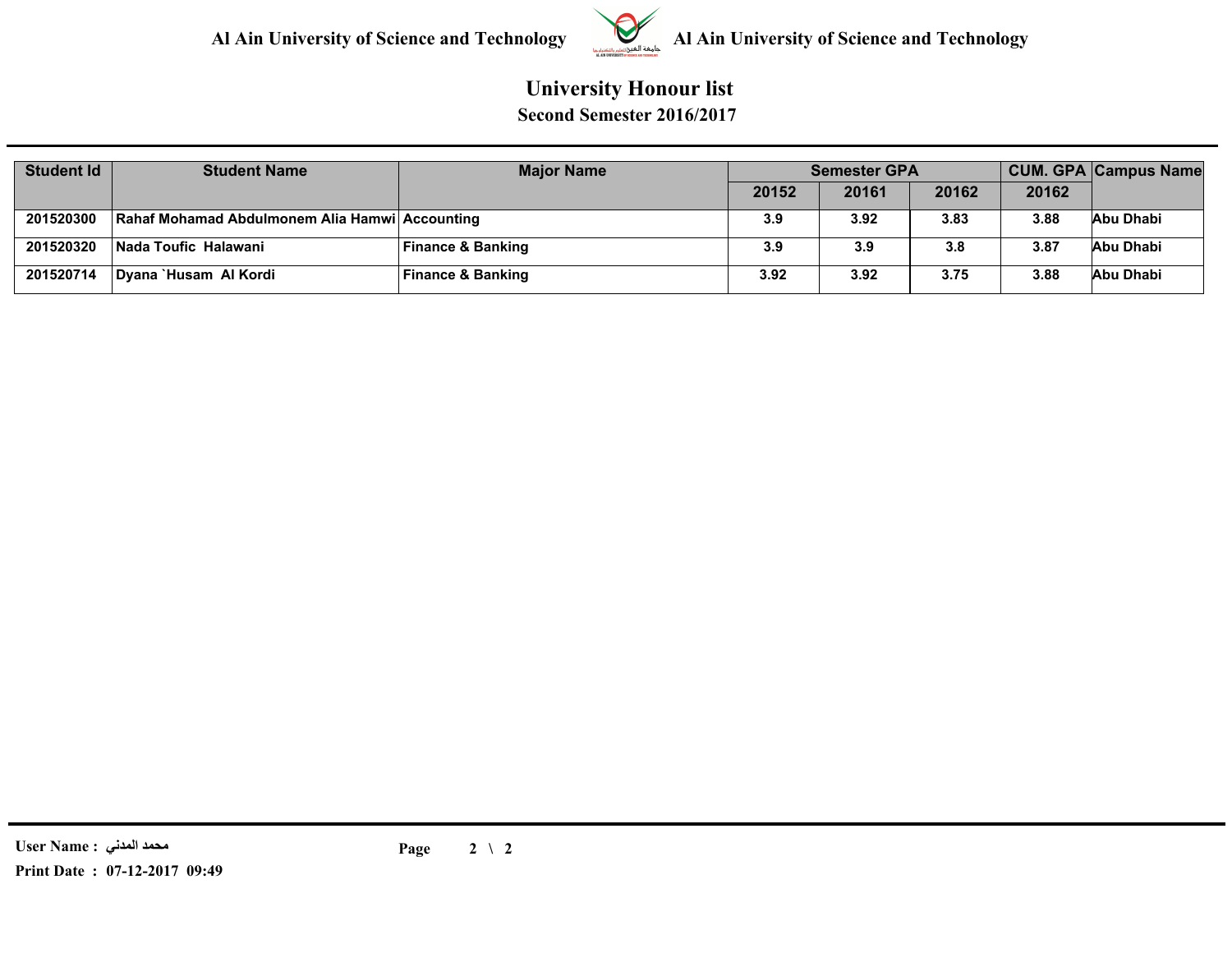# University Honour list

## Second Semester 2016/2017

| Student Id | Student Name | Major Name | Semester GPA | | | CUM. GPA | Campus Name |
|---|---|---|---|---|---|---|---|
| | | | 20152 | 20161 | 20162 | 20162 | |
| 201520300 | Rahaf Mohamad Abdulmonem Alia Hamwi | Accounting | 3.9 | 3.92 | 3.83 | 3.88 | Abu Dhabi |
| 201520320 | Nada Toufic  Halawani | Finance & Banking | 3.9 | 3.9 | 3.8 | 3.87 | Abu Dhabi |
| 201520714 | Dyana `Husam  Al Kordi | Finance & Banking | 3.92 | 3.92 | 3.75 | 3.88 | Abu Dhabi |

User Name : محمد المدني

Print Date : 07-12-2017 09:49